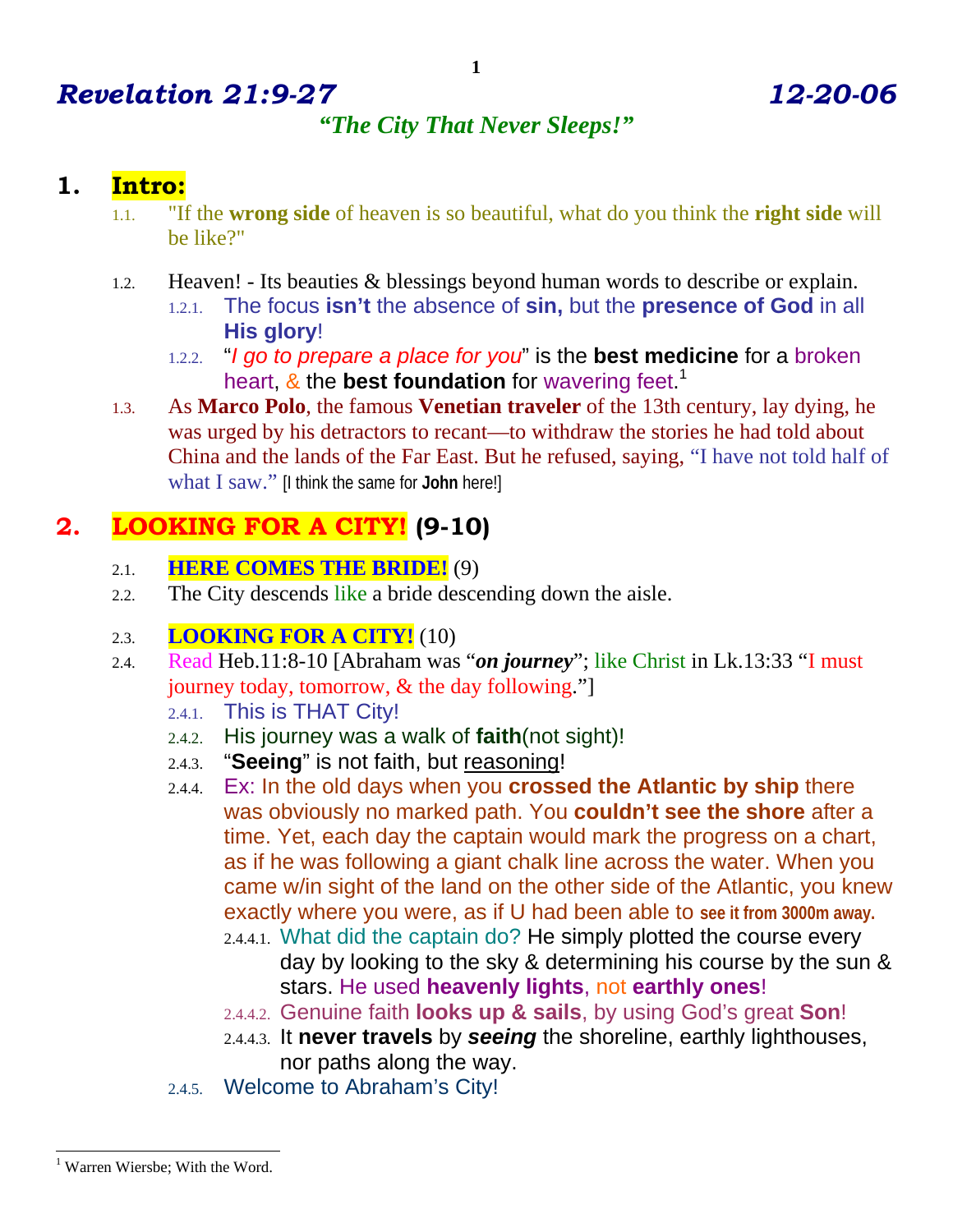# *Revelation 21:9-27* *12-20-06*

## *"The City That Never Sleeps!"*

## 1. Intro:

1.1. "If the **wrong side** of heaven is so beautiful, what do you think the **right side** will be like?"

1.2. Heaven! - Its beauties & blessings beyond human words to describe or explain.

   1.2.1. The focus **isn't** the absence of **sin,** but the **presence of God** in all **His glory**!

   1.2.2. "*I go to prepare a place for you*" is the **best medicine** for a broken heart, & the **best foundation** for wavering feet.[1]

1.3. As **Marco Polo**, the famous **Venetian traveler** of the 13th century, lay dying, he was urged by his detractors to recant—to withdraw the stories he had told about China and the lands of the Far East. But he refused, saying, "I have not told half of what I saw." [I think the same for **John** here!]

## 2. LOOKING FOR A CITY! (9-10)

2.1. **HERE COMES THE BRIDE!** (9)

2.2. The City descends like a bride descending down the aisle.

2.3. **LOOKING FOR A CITY!** (10)

2.4. Read Heb.11:8-10 [Abraham was "***on journey***"; like Christ in Lk.13:33 "I must journey today, tomorrow, & the day following."]

   2.4.1. This is THAT City!

   2.4.2. His journey was a walk of **faith**(not sight)!

   2.4.3. "**Seeing**" is not faith, but reasoning!

   2.4.4. Ex: In the old days when you **crossed the Atlantic by ship** there was obviously no marked path. You **couldn't see the shore** after a time. Yet, each day the captain would mark the progress on a chart, as if he was following a giant chalk line across the water. When you came w/in sight of the land on the other side of the Atlantic, you knew exactly where you were, as if U had been able to **see it from 3000m away.**

      2.4.4.1. What did the captain do? He simply plotted the course every day by looking to the sky & determining his course by the sun & stars. He used **heavenly lights**, not **earthly ones**!

      2.4.4.2. Genuine faith **looks up & sails**, by using God's great **Son**!

      2.4.4.3. It **never travels** by ***seeing*** the shoreline, earthly lighthouses, nor paths along the way.

   2.4.5. Welcome to Abraham's City!

---

[1] Warren Wiersbe; With the Word.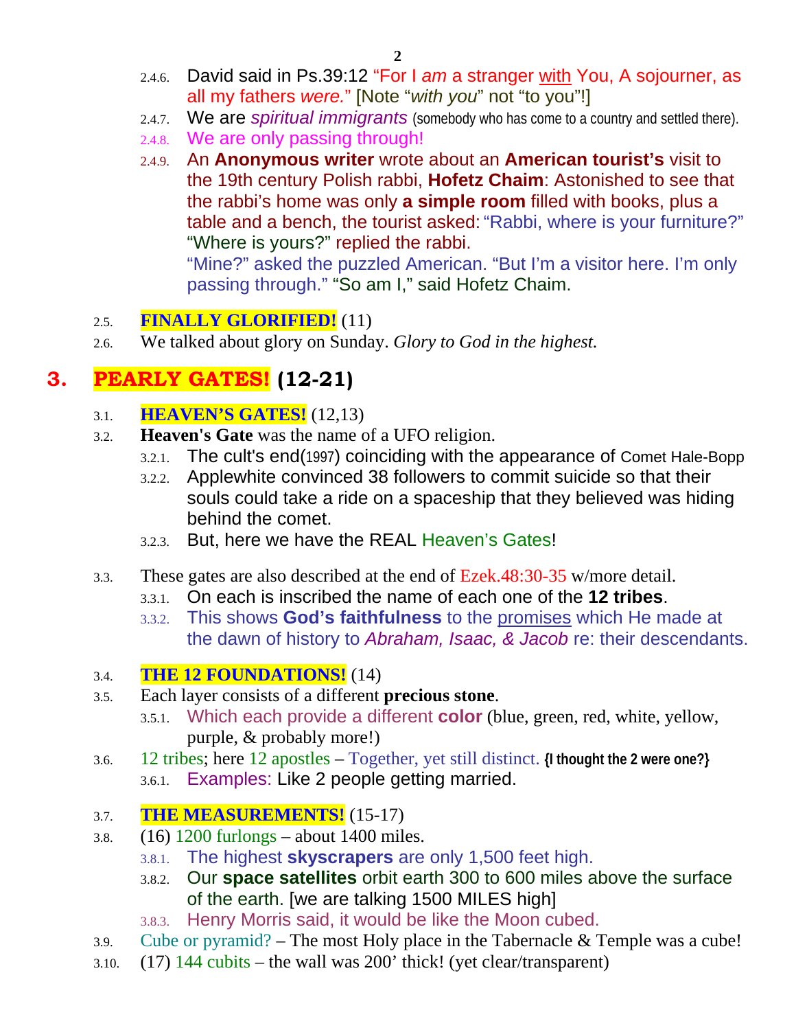- 2.4.6. David said in Ps.39:12 "For I *am* a stranger with You, A sojourner, as all my fathers *were.*" [Note "*with you*" not "to you"!]
- 2.4.7. We are *spiritual immigrants* (somebody who has come to a country and settled there).
- 2.4.8. We are only passing through!
- 2.4.9. An **Anonymous writer** wrote about an **American tourist's** visit to the 19th century Polish rabbi, **Hofetz Chaim**: Astonished to see that the rabbi's home was only **a simple room** filled with books, plus a table and a bench, the tourist asked: "Rabbi, where is your furniture?" "Where is yours?" replied the rabbi.
  "Mine?" asked the puzzled American. "But I'm a visitor here. I'm only passing through." "So am I," said Hofetz Chaim.

2.5. **FINALLY GLORIFIED!** (11)

2.6. We talked about glory on Sunday. *Glory to God in the highest.*

# 3. PEARLY GATES! (12-21)

3.1. **HEAVEN'S GATES!** (12,13)

3.2. **Heaven's Gate** was the name of a UFO religion.
- 3.2.1. The cult's end(1997) coinciding with the appearance of Comet Hale-Bopp
- 3.2.2. Applewhite convinced 38 followers to commit suicide so that their souls could take a ride on a spaceship that they believed was hiding behind the comet.
- 3.2.3. But, here we have the REAL Heaven's Gates!

3.3. These gates are also described at the end of Ezek.48:30-35 w/more detail.
- 3.3.1. On each is inscribed the name of each one of the **12 tribes**.
- 3.3.2. This shows **God's faithfulness** to the promises which He made at the dawn of history to *Abraham, Isaac, & Jacob* re: their descendants.

3.4. **THE 12 FOUNDATIONS!** (14)

3.5. Each layer consists of a different **precious stone**.
- 3.5.1. Which each provide a different **color** (blue, green, red, white, yellow, purple, & probably more!)

3.6. 12 tribes; here 12 apostles – Together, yet still distinct. **{I thought the 2 were one?}**
- 3.6.1. Examples: Like 2 people getting married.

3.7. **THE MEASUREMENTS!** (15-17)

3.8. (16) 1200 furlongs – about 1400 miles.
- 3.8.1. The highest **skyscrapers** are only 1,500 feet high.
- 3.8.2. Our **space satellites** orbit earth 300 to 600 miles above the surface of the earth. [we are talking 1500 MILES high]
- 3.8.3. Henry Morris said, it would be like the Moon cubed.

3.9. Cube or pyramid? – The most Holy place in the Tabernacle & Temple was a cube!

3.10. (17) 144 cubits – the wall was 200' thick! (yet clear/transparent)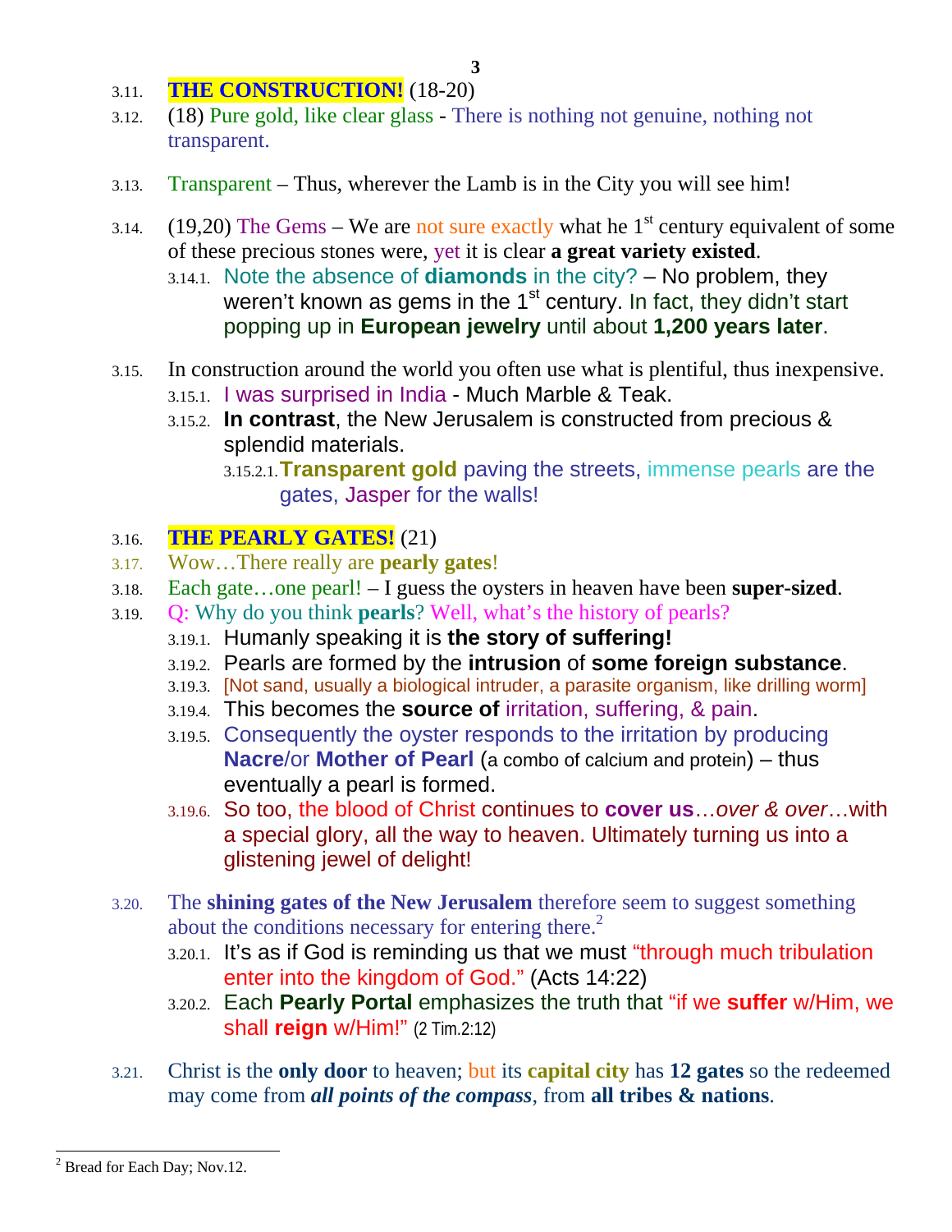3.11. **THE CONSTRUCTION!** (18-20)

3.12. (18) Pure gold, like clear glass - There is nothing not genuine, nothing not transparent.

3.13. Transparent – Thus, wherever the Lamb is in the City you will see him!

3.14. (19,20) The Gems – We are not sure exactly what he 1st century equivalent of some of these precious stones were, yet it is clear **a great variety existed**.

- 3.14.1. Note the absence of **diamonds** in the city? – No problem, they weren't known as gems in the 1st century. In fact, they didn't start popping up in **European jewelry** until about **1,200 years later**.

3.15. In construction around the world you often use what is plentiful, thus inexpensive.

- 3.15.1. I was surprised in India - Much Marble & Teak.
- 3.15.2. **In contrast**, the New Jerusalem is constructed from precious & splendid materials.
  - 3.15.2.1. **Transparent gold** paving the streets, immense pearls are the gates, Jasper for the walls!

3.16. **THE PEARLY GATES!** (21)

3.17. Wow…There really are **pearly gates**!

3.18. Each gate…one pearl! – I guess the oysters in heaven have been **super-sized**.

3.19. Q: Why do you think **pearls**? Well, what's the history of pearls?

- 3.19.1. Humanly speaking it is **the story of suffering!**
- 3.19.2. Pearls are formed by the **intrusion** of **some foreign substance**.
- 3.19.3. [Not sand, usually a biological intruder, a parasite organism, like drilling worm]
- 3.19.4. This becomes the **source of** irritation, suffering, & pain.
- 3.19.5. Consequently the oyster responds to the irritation by producing **Nacre**/or **Mother of Pearl** (a combo of calcium and protein) – thus eventually a pearl is formed.
- 3.19.6. So too, the blood of Christ continues to **cover us**…*over & over*…with a special glory, all the way to heaven. Ultimately turning us into a glistening jewel of delight!

3.20. The **shining gates of the New Jerusalem** therefore seem to suggest something about the conditions necessary for entering there.[2]

- 3.20.1. It's as if God is reminding us that we must "through much tribulation enter into the kingdom of God." (Acts 14:22)
- 3.20.2. Each **Pearly Portal** emphasizes the truth that "if we **suffer** w/Him, we shall **reign** w/Him!" (2 Tim.2:12)

3.21. Christ is the **only door** to heaven; but its **capital city** has **12 gates** so the redeemed may come from ***all points of the compass***, from **all tribes & nations**.

---

[2] Bread for Each Day; Nov.12.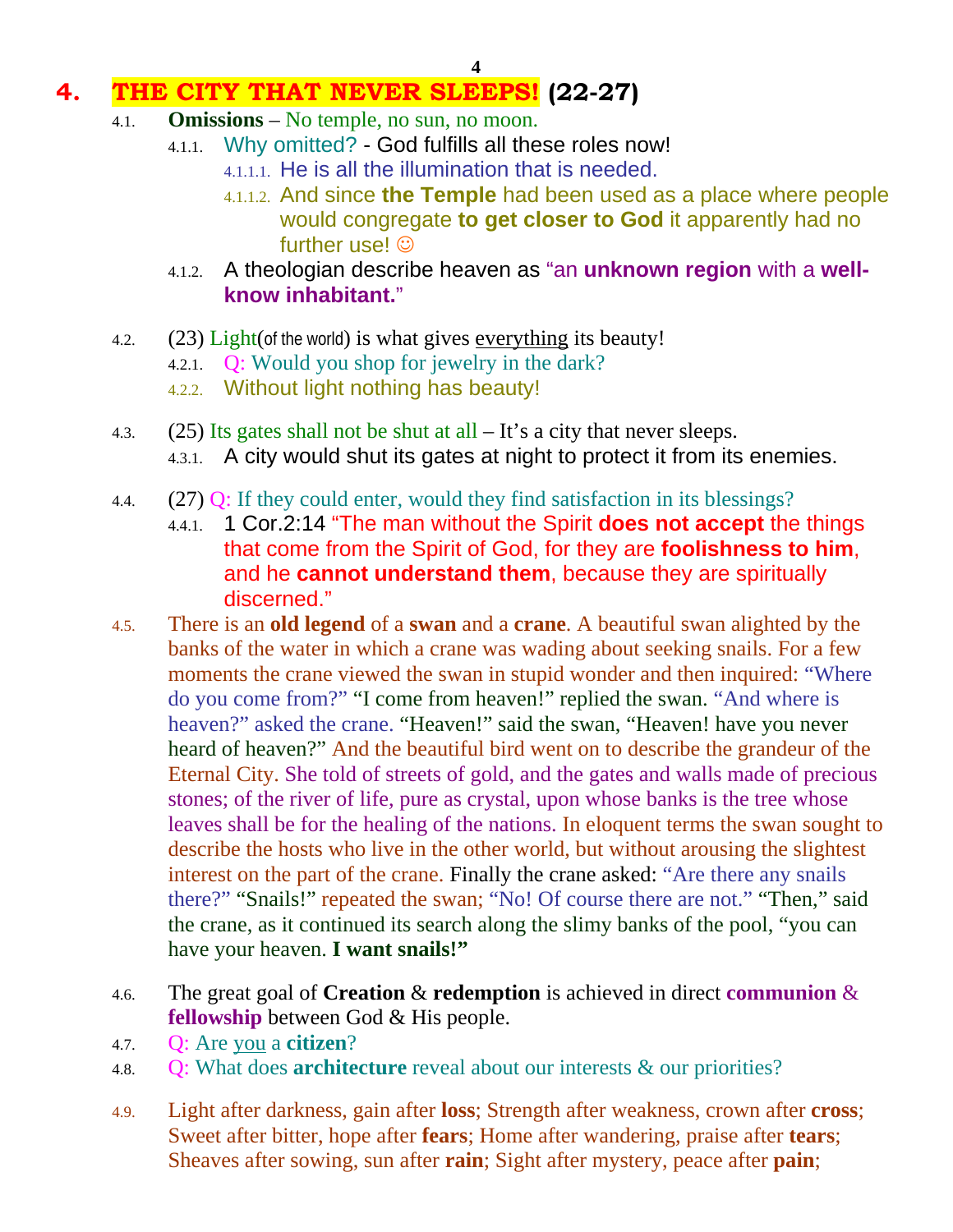# 4. THE CITY THAT NEVER SLEEPS! (22-27)

- 4.1. **Omissions** – No temple, no sun, no moon.
  - 4.1.1. Why omitted? - God fulfills all these roles now!
    - 4.1.1.1. He is all the illumination that is needed.
    - 4.1.1.2. And since **the Temple** had been used as a place where people would congregate **to get closer to God** it apparently had no further use! ☺
  - 4.1.2. A theologian describe heaven as "an **unknown region** with a **well-know inhabitant.**"

- 4.2. (23) Light(of the world) is what gives everything its beauty!
  - 4.2.1. Q: Would you shop for jewelry in the dark?
  - 4.2.2. Without light nothing has beauty!

- 4.3. (25) Its gates shall not be shut at all – It's a city that never sleeps.
  - 4.3.1. A city would shut its gates at night to protect it from its enemies.

- 4.4. (27) Q: If they could enter, would they find satisfaction in its blessings?
  - 4.4.1. 1 Cor.2:14 "The man without the Spirit **does not accept** the things that come from the Spirit of God, for they are **foolishness to him**, and he **cannot understand them**, because they are spiritually discerned."
- 4.5. There is an **old legend** of a **swan** and a **crane**. A beautiful swan alighted by the banks of the water in which a crane was wading about seeking snails. For a few moments the crane viewed the swan in stupid wonder and then inquired: "Where do you come from?" "I come from heaven!" replied the swan. "And where is heaven?" asked the crane. "Heaven!" said the swan, "Heaven! have you never heard of heaven?" And the beautiful bird went on to describe the grandeur of the Eternal City. She told of streets of gold, and the gates and walls made of precious stones; of the river of life, pure as crystal, upon whose banks is the tree whose leaves shall be for the healing of the nations. In eloquent terms the swan sought to describe the hosts who live in the other world, but without arousing the slightest interest on the part of the crane. Finally the crane asked: "Are there any snails there?" "Snails!" repeated the swan; "No! Of course there are not." "Then," said the crane, as it continued its search along the slimy banks of the pool, "you can have your heaven. **I want snails!"**

- 4.6. The great goal of **Creation** & **redemption** is achieved in direct **communion** & **fellowship** between God & His people.
- 4.7. Q: Are you a **citizen**?
- 4.8. Q: What does **architecture** reveal about our interests & our priorities?

- 4.9. Light after darkness, gain after **loss**; Strength after weakness, crown after **cross**; Sweet after bitter, hope after **fears**; Home after wandering, praise after **tears**; Sheaves after sowing, sun after **rain**; Sight after mystery, peace after **pain**;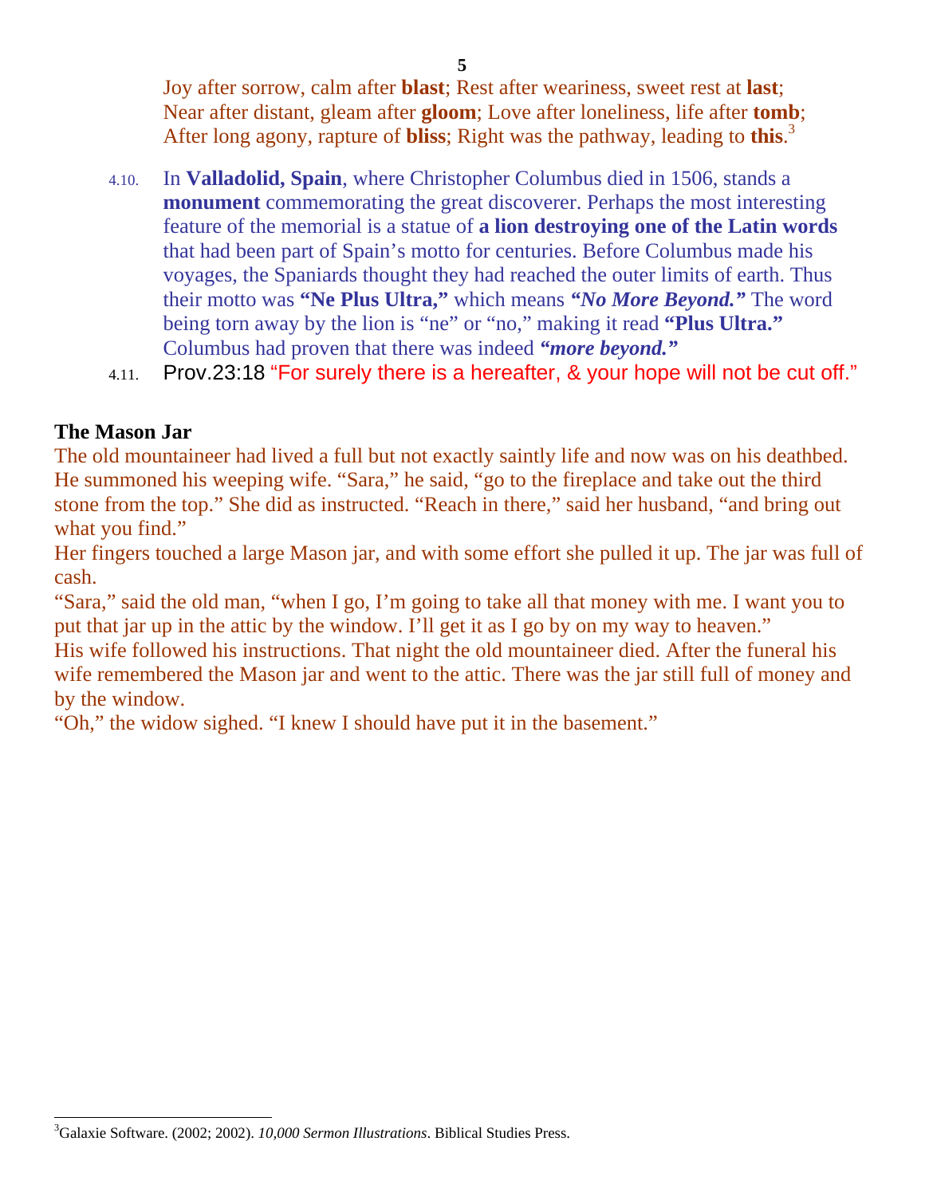Joy after sorrow, calm after **blast**; Rest after weariness, sweet rest at **last**;
Near after distant, gleam after **gloom**; Love after loneliness, life after **tomb**;
After long agony, rapture of **bliss**; Right was the pathway, leading to **this**.[3]

4.10. In **Valladolid, Spain**, where Christopher Columbus died in 1506, stands a **monument** commemorating the great discoverer. Perhaps the most interesting feature of the memorial is a statue of **a lion destroying one of the Latin words** that had been part of Spain's motto for centuries. Before Columbus made his voyages, the Spaniards thought they had reached the outer limits of earth. Thus their motto was **"Ne Plus Ultra,"** which means ***"No More Beyond."*** The word being torn away by the lion is "ne" or "no," making it read **"Plus Ultra."** Columbus had proven that there was indeed ***"more beyond."***

4.11. Prov.23:18 "For surely there is a hereafter, & your hope will not be cut off."

**The Mason Jar**

The old mountaineer had lived a full but not exactly saintly life and now was on his deathbed. He summoned his weeping wife. "Sara," he said, "go to the fireplace and take out the third stone from the top." She did as instructed. "Reach in there," said her husband, "and bring out what you find."

Her fingers touched a large Mason jar, and with some effort she pulled it up. The jar was full of cash.

"Sara," said the old man, "when I go, I'm going to take all that money with me. I want you to put that jar up in the attic by the window. I'll get it as I go by on my way to heaven."

His wife followed his instructions. That night the old mountaineer died. After the funeral his wife remembered the Mason jar and went to the attic. There was the jar still full of money and by the window.

"Oh," the widow sighed. "I knew I should have put it in the basement."

---

[3] Galaxie Software. (2002; 2002). *10,000 Sermon Illustrations*. Biblical Studies Press.